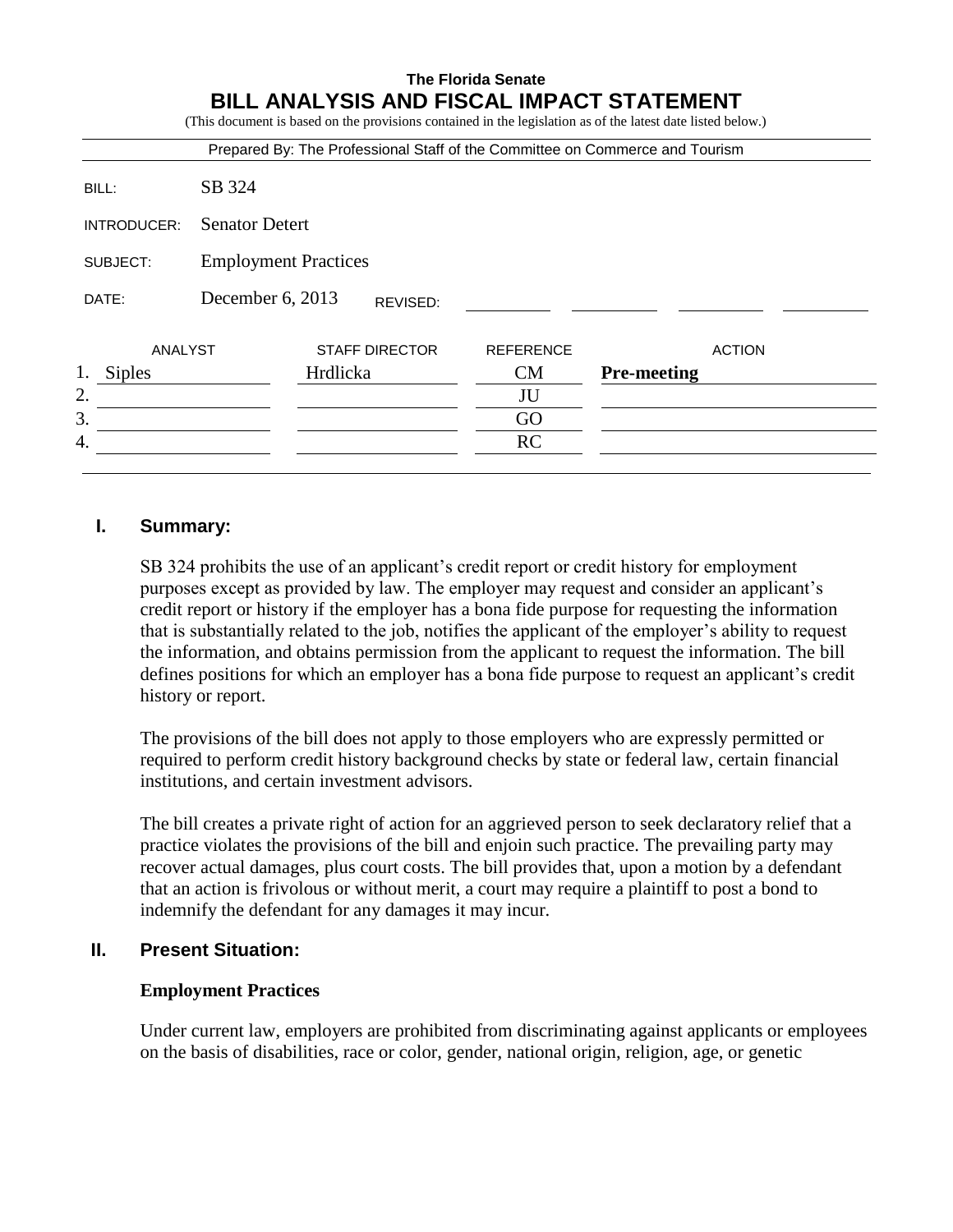**The Florida Senate**

# BILL ANALYSIS AND FISCAL IMPACT STATEMENT

(This document is based on the provisions contained in the legislation as of the latest date listed below.)

Prepared By: The Professional Staff of the Committee on Commerce and Tourism

| | |
|---|---|
| BILL: | SB 324 |
| INTRODUCER: | Senator Detert |
| SUBJECT: | Employment Practices |
| DATE: | December 6, 2013 REVISED: |

| | ANALYST | STAFF DIRECTOR | REFERENCE | ACTION |
|---|---|---|---|---|
| 1. | Siples | Hrdlicka | CM | **Pre-meeting** |
| 2. | | | JU | |
| 3. | | | GO | |
| 4. | | | RC | |

## I. Summary:

SB 324 prohibits the use of an applicant's credit report or credit history for employment purposes except as provided by law. The employer may request and consider an applicant's credit report or history if the employer has a bona fide purpose for requesting the information that is substantially related to the job, notifies the applicant of the employer's ability to request the information, and obtains permission from the applicant to request the information. The bill defines positions for which an employer has a bona fide purpose to request an applicant's credit history or report.

The provisions of the bill does not apply to those employers who are expressly permitted or required to perform credit history background checks by state or federal law, certain financial institutions, and certain investment advisors.

The bill creates a private right of action for an aggrieved person to seek declaratory relief that a practice violates the provisions of the bill and enjoin such practice. The prevailing party may recover actual damages, plus court costs. The bill provides that, upon a motion by a defendant that an action is frivolous or without merit, a court may require a plaintiff to post a bond to indemnify the defendant for any damages it may incur.

## II. Present Situation:

### Employment Practices

Under current law, employers are prohibited from discriminating against applicants or employees on the basis of disabilities, race or color, gender, national origin, religion, age, or genetic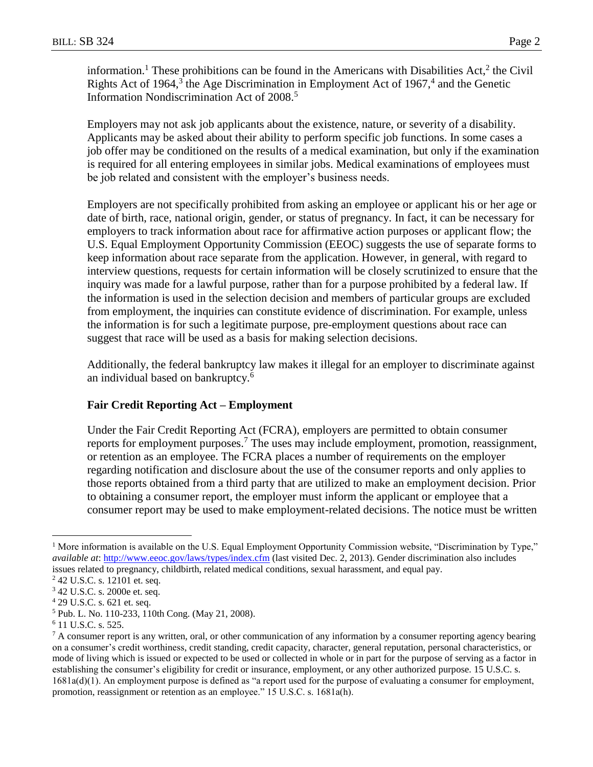information.[1] These prohibitions can be found in the Americans with Disabilities Act,[2] the Civil Rights Act of 1964,[3] the Age Discrimination in Employment Act of 1967,[4] and the Genetic Information Nondiscrimination Act of 2008.[5]

Employers may not ask job applicants about the existence, nature, or severity of a disability. Applicants may be asked about their ability to perform specific job functions. In some cases a job offer may be conditioned on the results of a medical examination, but only if the examination is required for all entering employees in similar jobs. Medical examinations of employees must be job related and consistent with the employer's business needs.

Employers are not specifically prohibited from asking an employee or applicant his or her age or date of birth, race, national origin, gender, or status of pregnancy. In fact, it can be necessary for employers to track information about race for affirmative action purposes or applicant flow; the U.S. Equal Employment Opportunity Commission (EEOC) suggests the use of separate forms to keep information about race separate from the application. However, in general, with regard to interview questions, requests for certain information will be closely scrutinized to ensure that the inquiry was made for a lawful purpose, rather than for a purpose prohibited by a federal law. If the information is used in the selection decision and members of particular groups are excluded from employment, the inquiries can constitute evidence of discrimination. For example, unless the information is for such a legitimate purpose, pre-employment questions about race can suggest that race will be used as a basis for making selection decisions.

Additionally, the federal bankruptcy law makes it illegal for an employer to discriminate against an individual based on bankruptcy.[6]

**Fair Credit Reporting Act – Employment**

Under the Fair Credit Reporting Act (FCRA), employers are permitted to obtain consumer reports for employment purposes.[7] The uses may include employment, promotion, reassignment, or retention as an employee. The FCRA places a number of requirements on the employer regarding notification and disclosure about the use of the consumer reports and only applies to those reports obtained from a third party that are utilized to make an employment decision. Prior to obtaining a consumer report, the employer must inform the applicant or employee that a consumer report may be used to make employment-related decisions. The notice must be written

---

[1] More information is available on the U.S. Equal Employment Opportunity Commission website, "Discrimination by Type," *available at*: http://www.eeoc.gov/laws/types/index.cfm (last visited Dec. 2, 2013). Gender discrimination also includes issues related to pregnancy, childbirth, related medical conditions, sexual harassment, and equal pay.

[2] 42 U.S.C. s. 12101 et. seq.

[3] 42 U.S.C. s. 2000e et. seq.

[4] 29 U.S.C. s. 621 et. seq.

[5] Pub. L. No. 110-233, 110th Cong. (May 21, 2008).

[6] 11 U.S.C. s. 525.

[7] A consumer report is any written, oral, or other communication of any information by a consumer reporting agency bearing on a consumer's credit worthiness, credit standing, credit capacity, character, general reputation, personal characteristics, or mode of living which is issued or expected to be used or collected in whole or in part for the purpose of serving as a factor in establishing the consumer's eligibility for credit or insurance, employment, or any other authorized purpose. 15 U.S.C. s. 1681a(d)(1). An employment purpose is defined as "a report used for the purpose of evaluating a consumer for employment, promotion, reassignment or retention as an employee." 15 U.S.C. s. 1681a(h).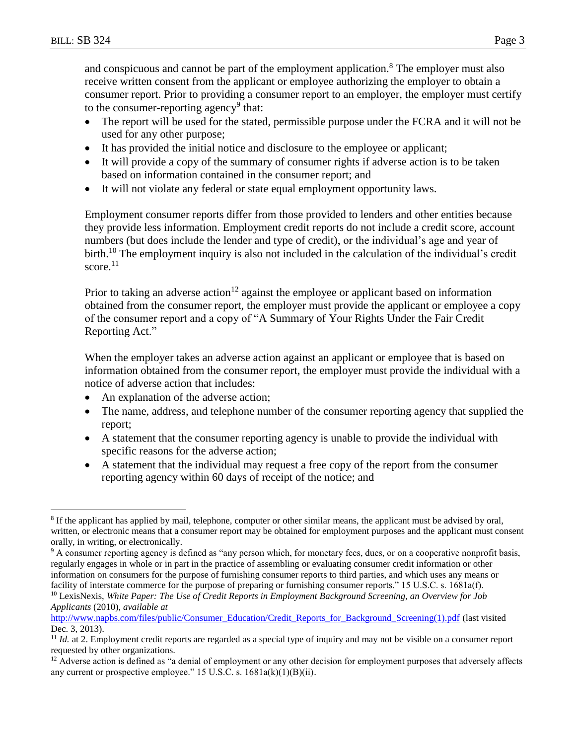and conspicuous and cannot be part of the employment application.[8] The employer must also receive written consent from the applicant or employee authorizing the employer to obtain a consumer report. Prior to providing a consumer report to an employer, the employer must certify to the consumer-reporting agency[9] that:

- The report will be used for the stated, permissible purpose under the FCRA and it will not be used for any other purpose;
- It has provided the initial notice and disclosure to the employee or applicant;
- It will provide a copy of the summary of consumer rights if adverse action is to be taken based on information contained in the consumer report; and
- It will not violate any federal or state equal employment opportunity laws.

Employment consumer reports differ from those provided to lenders and other entities because they provide less information. Employment credit reports do not include a credit score, account numbers (but does include the lender and type of credit), or the individual's age and year of birth.[10] The employment inquiry is also not included in the calculation of the individual's credit score.[11]

Prior to taking an adverse action[12] against the employee or applicant based on information obtained from the consumer report, the employer must provide the applicant or employee a copy of the consumer report and a copy of "A Summary of Your Rights Under the Fair Credit Reporting Act."

When the employer takes an adverse action against an applicant or employee that is based on information obtained from the consumer report, the employer must provide the individual with a notice of adverse action that includes:

- An explanation of the adverse action;
- The name, address, and telephone number of the consumer reporting agency that supplied the report;
- A statement that the consumer reporting agency is unable to provide the individual with specific reasons for the adverse action;
- A statement that the individual may request a free copy of the report from the consumer reporting agency within 60 days of receipt of the notice; and

---

[8] If the applicant has applied by mail, telephone, computer or other similar means, the applicant must be advised by oral, written, or electronic means that a consumer report may be obtained for employment purposes and the applicant must consent orally, in writing, or electronically.

[9] A consumer reporting agency is defined as "any person which, for monetary fees, dues, or on a cooperative nonprofit basis, regularly engages in whole or in part in the practice of assembling or evaluating consumer credit information or other information on consumers for the purpose of furnishing consumer reports to third parties, and which uses any means or facility of interstate commerce for the purpose of preparing or furnishing consumer reports." 15 U.S.C. s. 1681a(f).

[10] LexisNexis, *White Paper: The Use of Credit Reports in Employment Background Screening, an Overview for Job Applicants* (2010), *available at* http://www.napbs.com/files/public/Consumer_Education/Credit_Reports_for_Background_Screening(1).pdf (last visited Dec. 3, 2013).

[11] *Id.* at 2. Employment credit reports are regarded as a special type of inquiry and may not be visible on a consumer report requested by other organizations.

[12] Adverse action is defined as "a denial of employment or any other decision for employment purposes that adversely affects any current or prospective employee." 15 U.S.C. s. 1681a(k)(1)(B)(ii).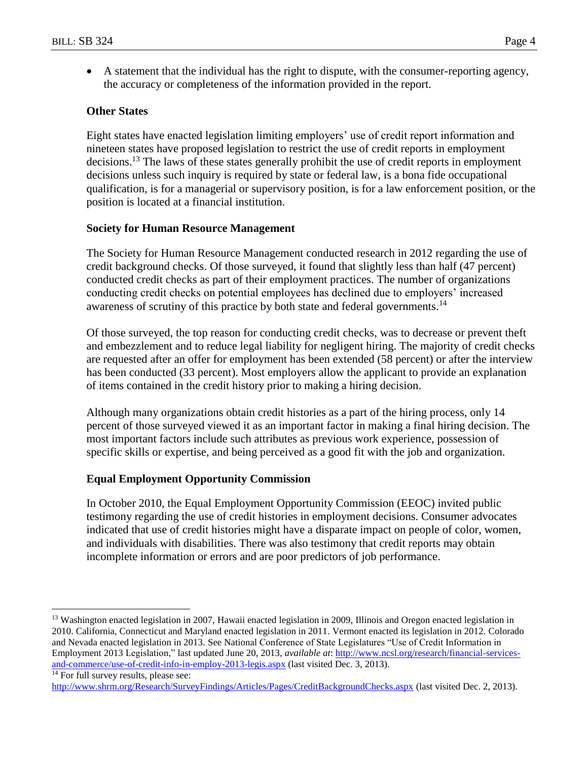- A statement that the individual has the right to dispute, with the consumer-reporting agency, the accuracy or completeness of the information provided in the report.

**Other States**

Eight states have enacted legislation limiting employers' use of credit report information and nineteen states have proposed legislation to restrict the use of credit reports in employment decisions.[13] The laws of these states generally prohibit the use of credit reports in employment decisions unless such inquiry is required by state or federal law, is a bona fide occupational qualification, is for a managerial or supervisory position, is for a law enforcement position, or the position is located at a financial institution.

**Society for Human Resource Management**

The Society for Human Resource Management conducted research in 2012 regarding the use of credit background checks. Of those surveyed, it found that slightly less than half (47 percent) conducted credit checks as part of their employment practices. The number of organizations conducting credit checks on potential employees has declined due to employers' increased awareness of scrutiny of this practice by both state and federal governments.[14]

Of those surveyed, the top reason for conducting credit checks, was to decrease or prevent theft and embezzlement and to reduce legal liability for negligent hiring. The majority of credit checks are requested after an offer for employment has been extended (58 percent) or after the interview has been conducted (33 percent). Most employers allow the applicant to provide an explanation of items contained in the credit history prior to making a hiring decision.

Although many organizations obtain credit histories as a part of the hiring process, only 14 percent of those surveyed viewed it as an important factor in making a final hiring decision. The most important factors include such attributes as previous work experience, possession of specific skills or expertise, and being perceived as a good fit with the job and organization.

**Equal Employment Opportunity Commission**

In October 2010, the Equal Employment Opportunity Commission (EEOC) invited public testimony regarding the use of credit histories in employment decisions. Consumer advocates indicated that use of credit histories might have a disparate impact on people of color, women, and individuals with disabilities. There was also testimony that credit reports may obtain incomplete information or errors and are poor predictors of job performance.

---

[13] Washington enacted legislation in 2007, Hawaii enacted legislation in 2009, Illinois and Oregon enacted legislation in 2010. California, Connecticut and Maryland enacted legislation in 2011. Vermont enacted its legislation in 2012. Colorado and Nevada enacted legislation in 2013. See National Conference of State Legislatures "Use of Credit Information in Employment 2013 Legislation," last updated June 20, 2013, *available at*: http://www.ncsl.org/research/financial-services-and-commerce/use-of-credit-info-in-employ-2013-legis.aspx (last visited Dec. 3, 2013).

[14] For full survey results, please see: http://www.shrm.org/Research/SurveyFindings/Articles/Pages/CreditBackgroundChecks.aspx (last visited Dec. 2, 2013).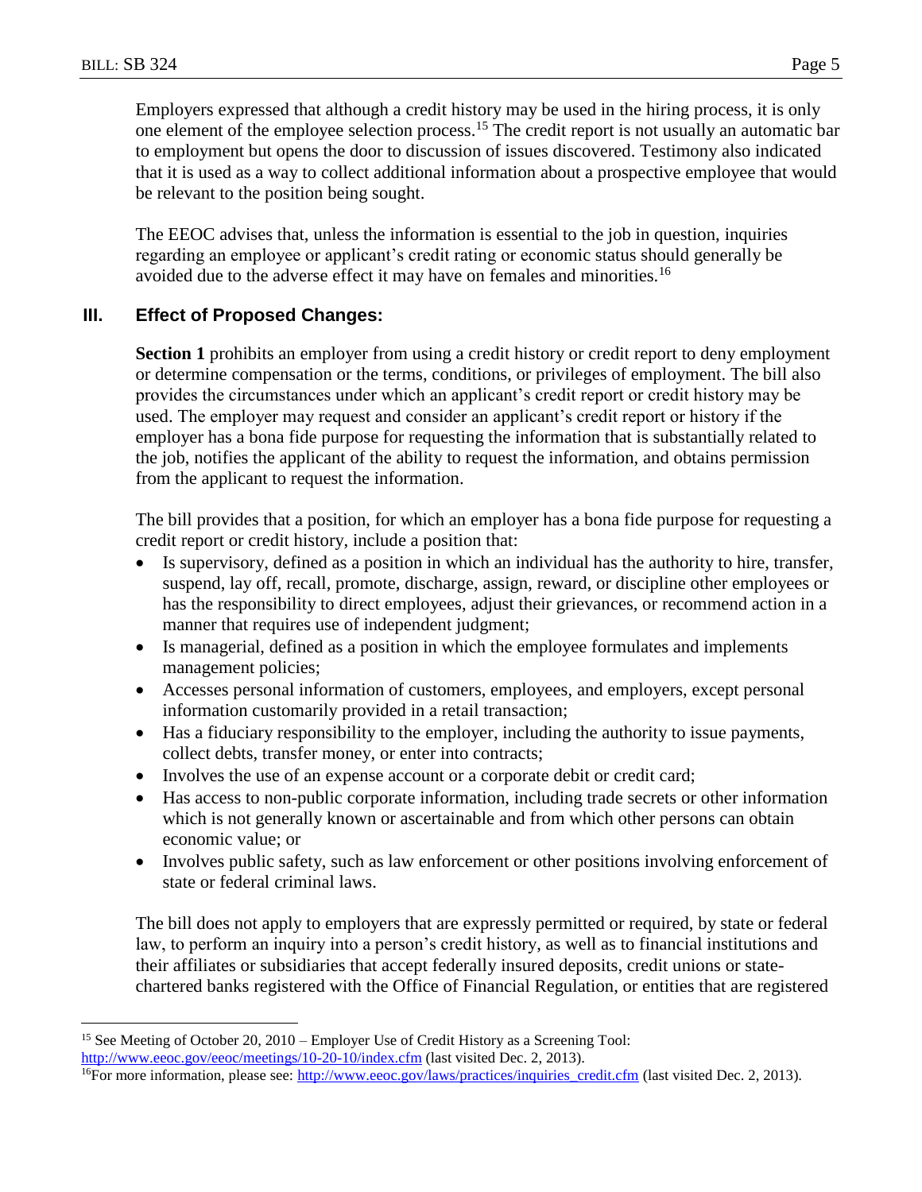Employers expressed that although a credit history may be used in the hiring process, it is only one element of the employee selection process.[15] The credit report is not usually an automatic bar to employment but opens the door to discussion of issues discovered. Testimony also indicated that it is used as a way to collect additional information about a prospective employee that would be relevant to the position being sought.

The EEOC advises that, unless the information is essential to the job in question, inquiries regarding an employee or applicant's credit rating or economic status should generally be avoided due to the adverse effect it may have on females and minorities.[16]

## III. Effect of Proposed Changes:

**Section 1** prohibits an employer from using a credit history or credit report to deny employment or determine compensation or the terms, conditions, or privileges of employment. The bill also provides the circumstances under which an applicant's credit report or credit history may be used. The employer may request and consider an applicant's credit report or history if the employer has a bona fide purpose for requesting the information that is substantially related to the job, notifies the applicant of the ability to request the information, and obtains permission from the applicant to request the information.

The bill provides that a position, for which an employer has a bona fide purpose for requesting a credit report or credit history, include a position that:

- Is supervisory, defined as a position in which an individual has the authority to hire, transfer, suspend, lay off, recall, promote, discharge, assign, reward, or discipline other employees or has the responsibility to direct employees, adjust their grievances, or recommend action in a manner that requires use of independent judgment;
- Is managerial, defined as a position in which the employee formulates and implements management policies;
- Accesses personal information of customers, employees, and employers, except personal information customarily provided in a retail transaction;
- Has a fiduciary responsibility to the employer, including the authority to issue payments, collect debts, transfer money, or enter into contracts;
- Involves the use of an expense account or a corporate debit or credit card;
- Has access to non-public corporate information, including trade secrets or other information which is not generally known or ascertainable and from which other persons can obtain economic value; or
- Involves public safety, such as law enforcement or other positions involving enforcement of state or federal criminal laws.

The bill does not apply to employers that are expressly permitted or required, by state or federal law, to perform an inquiry into a person's credit history, as well as to financial institutions and their affiliates or subsidiaries that accept federally insured deposits, credit unions or state-chartered banks registered with the Office of Financial Regulation, or entities that are registered

---

[15] See Meeting of October 20, 2010 – Employer Use of Credit History as a Screening Tool: http://www.eeoc.gov/eeoc/meetings/10-20-10/index.cfm (last visited Dec. 2, 2013).

[16] For more information, please see: http://www.eeoc.gov/laws/practices/inquiries_credit.cfm (last visited Dec. 2, 2013).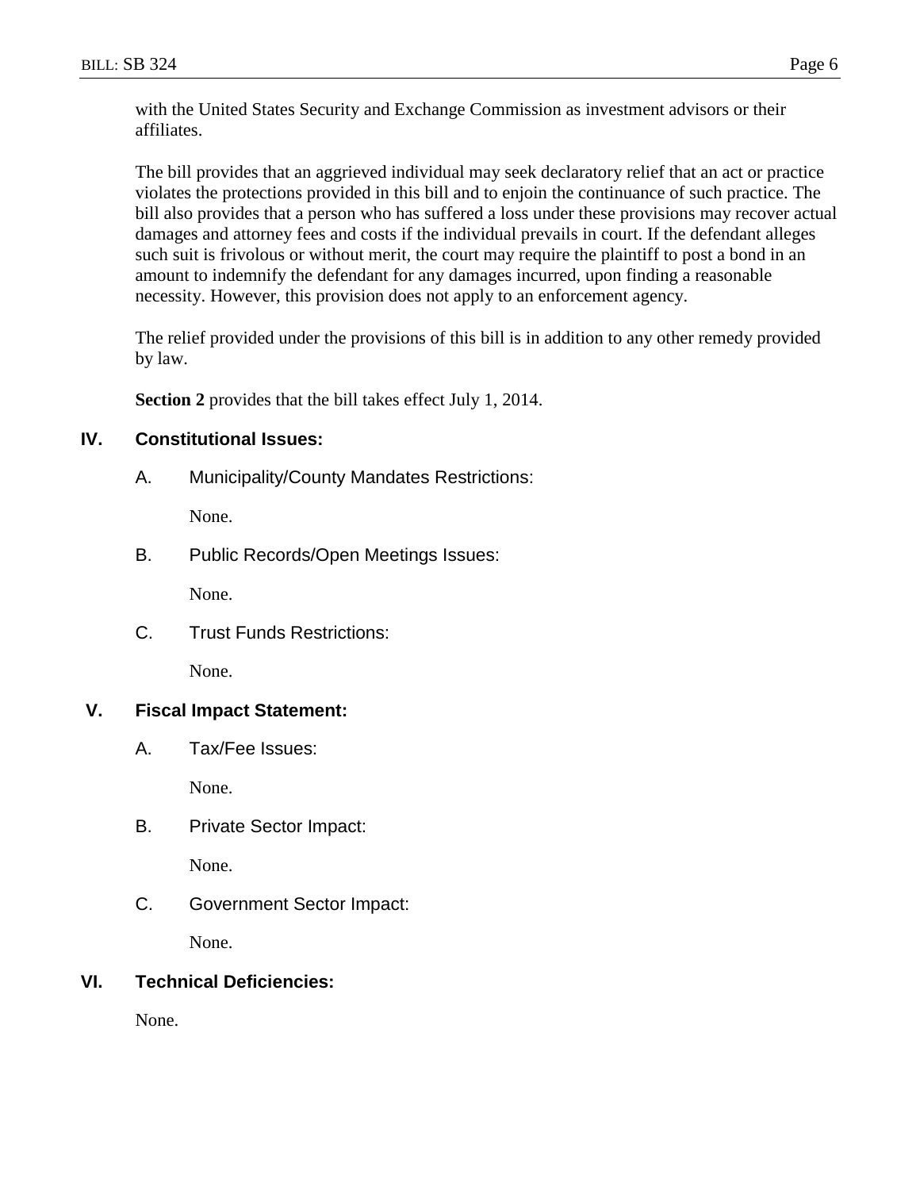with the United States Security and Exchange Commission as investment advisors or their affiliates.

The bill provides that an aggrieved individual may seek declaratory relief that an act or practice violates the protections provided in this bill and to enjoin the continuance of such practice. The bill also provides that a person who has suffered a loss under these provisions may recover actual damages and attorney fees and costs if the individual prevails in court. If the defendant alleges such suit is frivolous or without merit, the court may require the plaintiff to post a bond in an amount to indemnify the defendant for any damages incurred, upon finding a reasonable necessity. However, this provision does not apply to an enforcement agency.

The relief provided under the provisions of this bill is in addition to any other remedy provided by law.

**Section 2** provides that the bill takes effect July 1, 2014.

## IV. Constitutional Issues:

### A. Municipality/County Mandates Restrictions:

None.

### B. Public Records/Open Meetings Issues:

None.

### C. Trust Funds Restrictions:

None.

## V. Fiscal Impact Statement:

### A. Tax/Fee Issues:

None.

### B. Private Sector Impact:

None.

### C. Government Sector Impact:

None.

## VI. Technical Deficiencies:

None.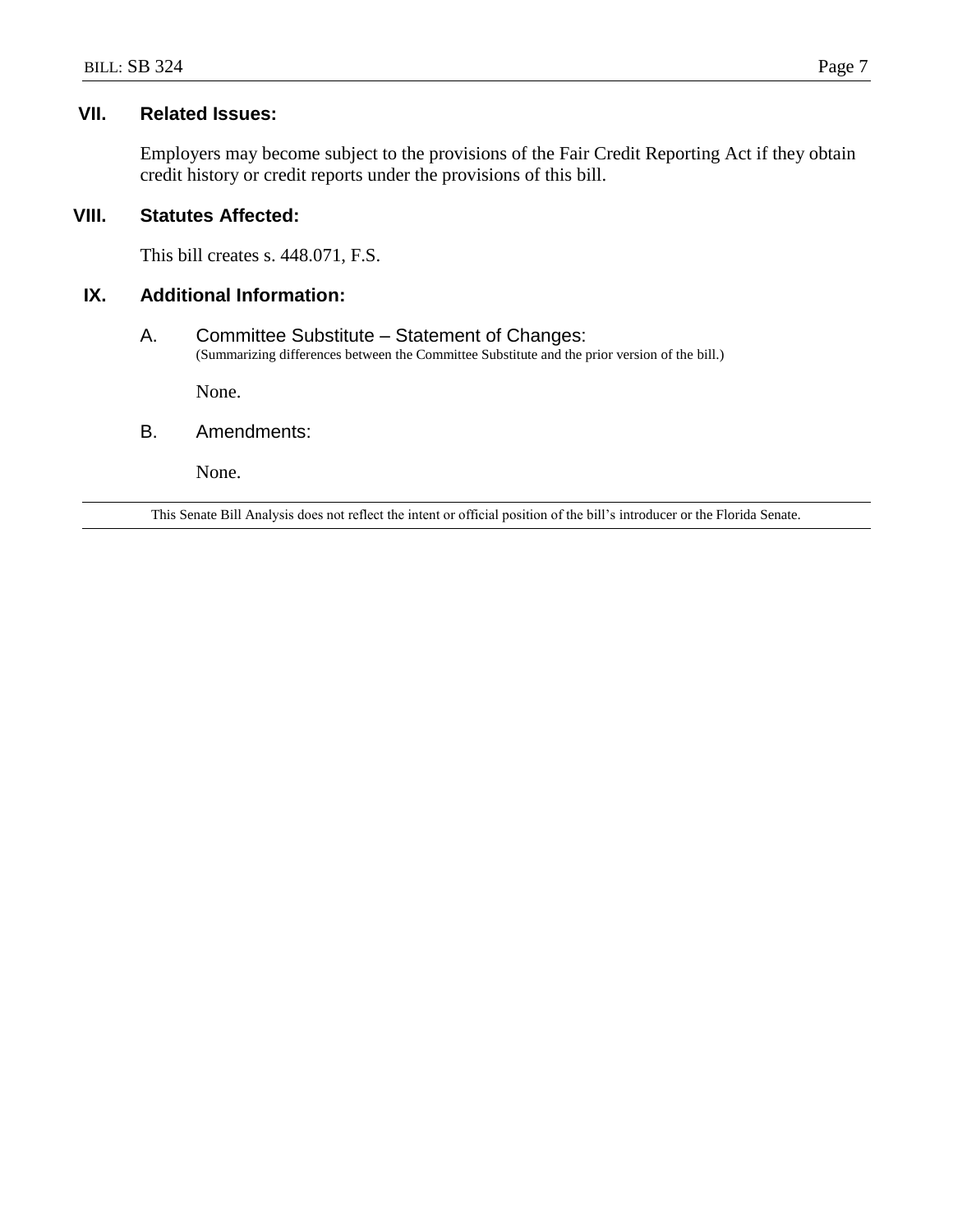## VII. Related Issues:

Employers may become subject to the provisions of the Fair Credit Reporting Act if they obtain credit history or credit reports under the provisions of this bill.

## VIII. Statutes Affected:

This bill creates s. 448.071, F.S.

## IX. Additional Information:

### A. Committee Substitute – Statement of Changes:

(Summarizing differences between the Committee Substitute and the prior version of the bill.)

None.

### B. Amendments:

None.

This Senate Bill Analysis does not reflect the intent or official position of the bill's introducer or the Florida Senate.